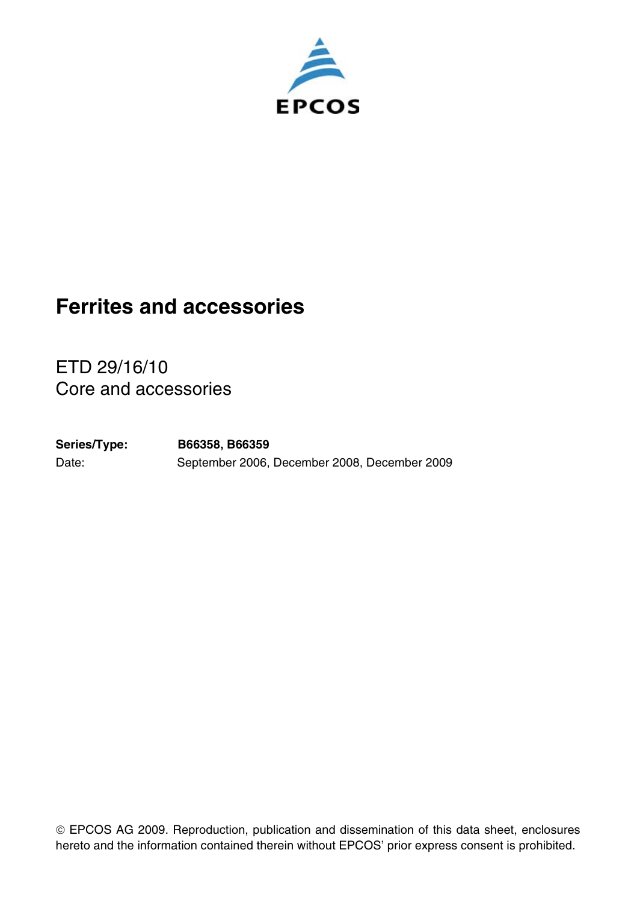EPCOS

# Ferrites and accessories

ETD 29/16/10
Core and accessories

**Series/Type:** **B66358, B66359**
Date: September 2006, December 2008, December 2009

© EPCOS AG 2009. Reproduction, publication and dissemination of this data sheet, enclosures hereto and the information contained therein without EPCOS' prior express consent is prohibited.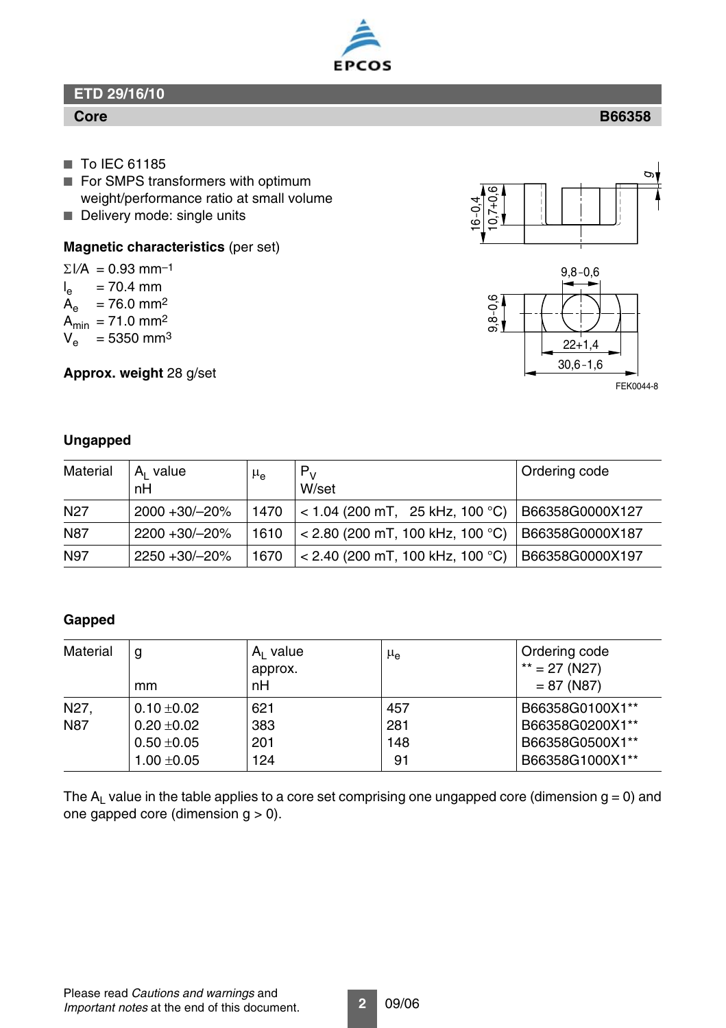## ETD 29/16/10

### Core B66358

- To IEC 61185
- For SMPS transformers with optimum weight/performance ratio at small volume
- Delivery mode: single units

**Magnetic characteristics** (per set)

$\Sigma l/A$ = 0.93 $mm^{-1}$
$l_e$ = 70.4 mm
$A_e$ = 76.0 $mm^2$
$A_{min}$ = 71.0 $mm^2$
$V_e$ = 5350 $mm^3$

**Approx. weight** 28 g/set

16–0,4
10,7+0,6
g
9,8–0,6
9,8–0,6
22+1,4
30,6–1,6
FEK0044-8

**Ungapped**

| Material | $A_L$ value nH | $\mu_e$ | $P_V$ W/set | Ordering code |
|---|---|---|---|---|
| N27 | 2000 +30/–20% | 1470 | < 1.04 (200 mT, 25 kHz, 100 °C) | B66358G0000X127 |
| N87 | 2200 +30/–20% | 1610 | < 2.80 (200 mT, 100 kHz, 100 °C) | B66358G0000X187 |
| N97 | 2250 +30/–20% | 1670 | < 2.40 (200 mT, 100 kHz, 100 °C) | B66358G0000X197 |

**Gapped**

| Material | g mm | $A_L$ value approx. nH | $\mu_e$ | Ordering code ** = 27 (N27) = 87 (N87) |
|---|---|---|---|---|
| N27, N87 | 0.10 ±0.02 | 621 | 457 | B66358G0100X1** |
| | 0.20 ±0.02 | 383 | 281 | B66358G0200X1** |
| | 0.50 ±0.05 | 201 | 148 | B66358G0500X1** |
| | 1.00 ±0.05 | 124 | 91 | B66358G1000X1** |

The $A_L$ value in the table applies to a core set comprising one ungapped core (dimension g = 0) and one gapped core (dimension g > 0).

Please read *Cautions and warnings* and *Important notes* at the end of this document.

09/06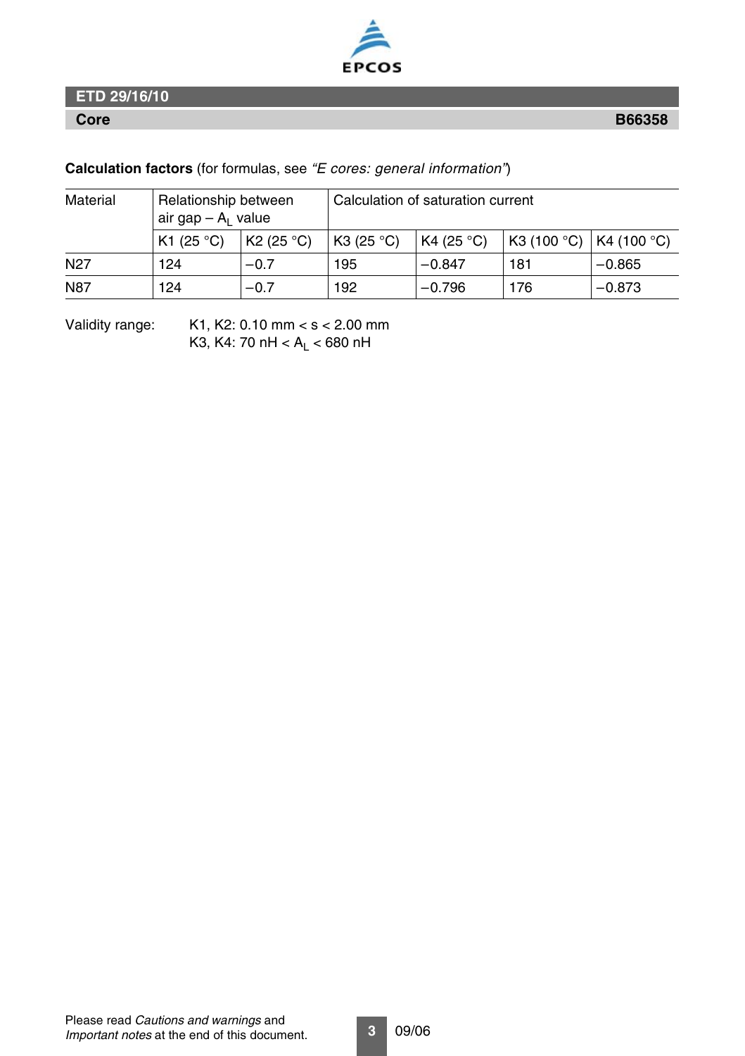ETD 29/16/10

Core — B66358

**Calculation factors** (for formulas, see *"E cores: general information"*)

| Material | Relationship between air gap – $A_L$ value | | Calculation of saturation current | | | |
|---|---|---|---|---|---|---|
| | K1 (25 °C) | K2 (25 °C) | K3 (25 °C) | K4 (25 °C) | K3 (100 °C) | K4 (100 °C) |
| N27 | 124 | –0.7 | 195 | –0.847 | 181 | –0.865 |
| N87 | 124 | –0.7 | 192 | –0.796 | 176 | –0.873 |

Validity range: K1, K2: 0.10 mm < s < 2.00 mm
K3, K4: 70 nH < $A_L$ < 680 nH

Please read *Cautions and warnings* and *Important notes* at the end of this document.

09/06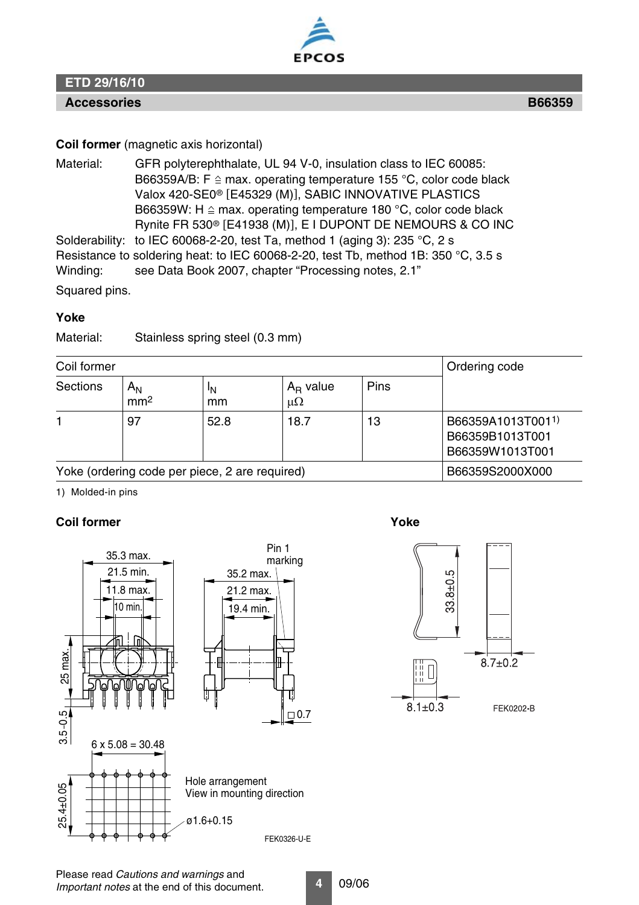## ETD 29/16/10

## Accessories B66359

**Coil former** (magnetic axis horizontal)

Material: GFR polyterephthalate, UL 94 V-0, insulation class to IEC 60085:
B66359A/B: F ≙ max. operating temperature 155 °C, color code black
Valox 420-SE0® [E45329 (M)], SABIC INNOVATIVE PLASTICS
B66359W: H ≙ max. operating temperature 180 °C, color code black
Rynite FR 530® [E41938 (M)], E I DUPONT DE NEMOURS & CO INC

Solderability: to IEC 60068-2-20, test Ta, method 1 (aging 3): 235 °C, 2 s

Resistance to soldering heat: to IEC 60068-2-20, test Tb, method 1B: 350 °C, 3.5 s

Winding: see Data Book 2007, chapter "Processing notes, 2.1"

Squared pins.

### Yoke

Material: Stainless spring steel (0.3 mm)

| Coil former | | | | | Ordering code |
|---|---|---|---|---|---|
| Sections | $A_N$ mm² | $l_N$ mm | $A_R$ value μΩ | Pins | |
| 1 | 97 | 52.8 | 18.7 | 13 | B66359A1013T001[1)]<br>B66359B1013T001<br>B66359W1013T001 |
| Yoke (ordering code per piece, 2 are required) | | | | | B66359S2000X000 |

1) Molded-in pins

### Coil former

35.3 max.
21.5 min.
11.8 max.
10 min.
25 max.
3.5–0.5
Pin 1 marking
35.2 max.
21.2 max.
19.4 min.
□0.7
6 x 5.08 = 30.48
25.4±0.05
Hole arrangement
View in mounting direction
ø1.6+0.15

FEK0326-U-E

### Yoke

33.8±0.5
8.7±0.2
8.1±0.3

FEK0202-B

Please read *Cautions and warnings* and *Important notes* at the end of this document.

09/06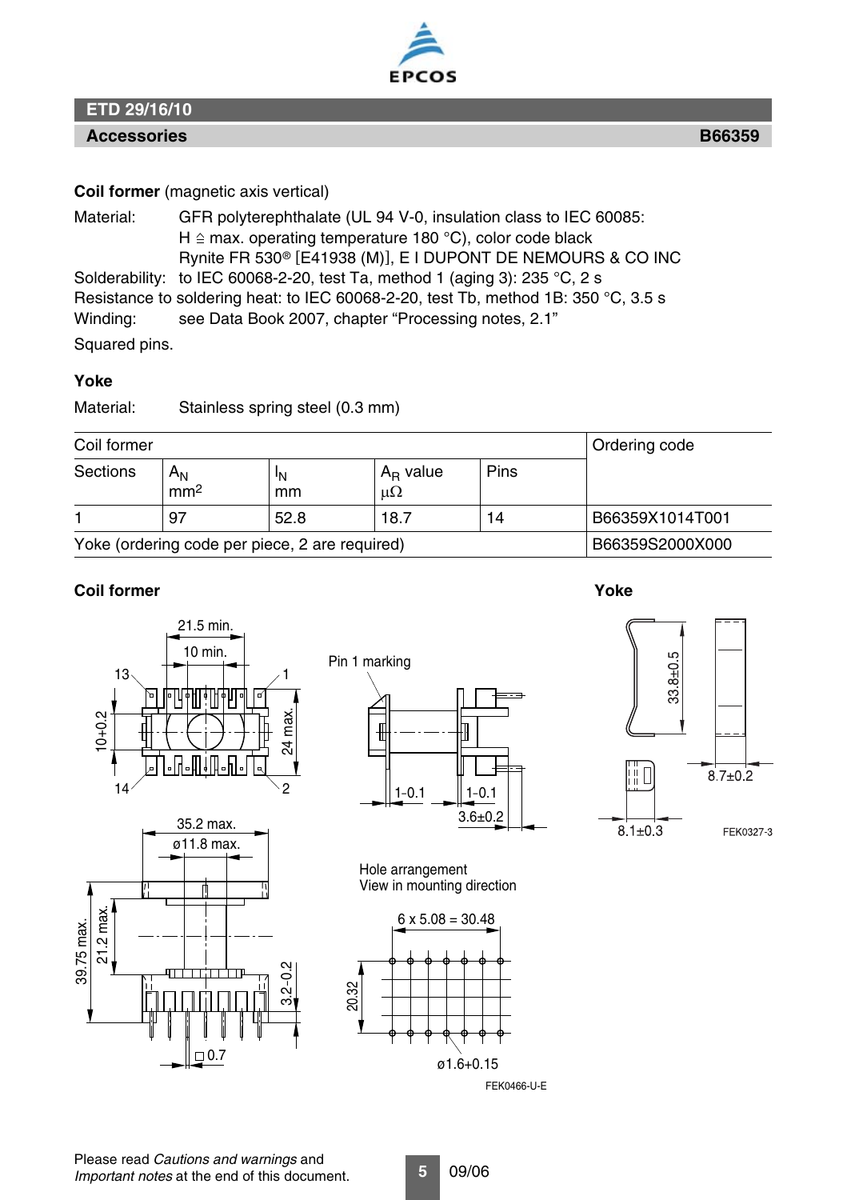## ETD 29/16/10

**Accessories** **B66359**

**Coil former** (magnetic axis vertical)

Material: GFR polyterephthalate (UL 94 V-0, insulation class to IEC 60085: H ≙ max. operating temperature 180 °C), color code black Rynite FR 530® [E41938 (M)], E I DUPONT DE NEMOURS & CO INC

Solderability: to IEC 60068-2-20, test Ta, method 1 (aging 3): 235 °C, 2 s

Resistance to soldering heat: to IEC 60068-2-20, test Tb, method 1B: 350 °C, 3.5 s

Winding: see Data Book 2007, chapter "Processing notes, 2.1"

Squared pins.

**Yoke**

Material: Stainless spring steel (0.3 mm)

| Coil former | | | | | Ordering code |
|---|---|---|---|---|---|
| Sections | $A_N$ mm² | $l_N$ mm | $A_R$ value μΩ | Pins | |
| 1 | 97 | 52.8 | 18.7 | 14 | B66359X1014T001 |
| Yoke (ordering code per piece, 2 are required) | | | | | B66359S2000X000 |

**Coil former**

**Yoke**

21.5 min.
10 min.
13 1
10+0.2
24 max.
14 2
Pin 1 marking
1-0.1 1-0.1
3.6±0.2
33.8±0.5
8.7±0.2
8.1±0.3
FEK0327-3
35.2 max.
ø11.8 max.
39.75 max.
21.2 max.
3.2-0.2
□0.7
Hole arrangement
View in mounting direction
6 x 5.08 = 30.48
20.32
ø1.6+0.15
FEK0466-U-E

Please read *Cautions and warnings* and *Important notes* at the end of this document.

09/06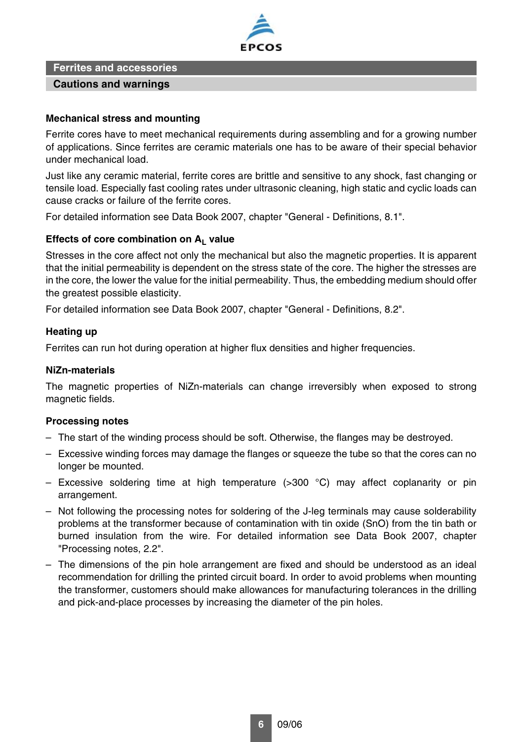## Ferrites and accessories

### Cautions and warnings

**Mechanical stress and mounting**

Ferrite cores have to meet mechanical requirements during assembling and for a growing number of applications. Since ferrites are ceramic materials one has to be aware of their special behavior under mechanical load.

Just like any ceramic material, ferrite cores are brittle and sensitive to any shock, fast changing or tensile load. Especially fast cooling rates under ultrasonic cleaning, high static and cyclic loads can cause cracks or failure of the ferrite cores.

For detailed information see Data Book 2007, chapter "General - Definitions, 8.1".

**Effects of core combination on $A_L$ value**

Stresses in the core affect not only the mechanical but also the magnetic properties. It is apparent that the initial permeability is dependent on the stress state of the core. The higher the stresses are in the core, the lower the value for the initial permeability. Thus, the embedding medium should offer the greatest possible elasticity.

For detailed information see Data Book 2007, chapter "General - Definitions, 8.2".

**Heating up**

Ferrites can run hot during operation at higher flux densities and higher frequencies.

**NiZn-materials**

The magnetic properties of NiZn-materials can change irreversibly when exposed to strong magnetic fields.

**Processing notes**

- The start of the winding process should be soft. Otherwise, the flanges may be destroyed.
- Excessive winding forces may damage the flanges or squeeze the tube so that the cores can no longer be mounted.
- Excessive soldering time at high temperature (>300 °C) may affect coplanarity or pin arrangement.
- Not following the processing notes for soldering of the J-leg terminals may cause solderability problems at the transformer because of contamination with tin oxide (SnO) from the tin bath or burned insulation from the wire. For detailed information see Data Book 2007, chapter "Processing notes, 2.2".
- The dimensions of the pin hole arrangement are fixed and should be understood as an ideal recommendation for drilling the printed circuit board. In order to avoid problems when mounting the transformer, customers should make allowances for manufacturing tolerances in the drilling and pick-and-place processes by increasing the diameter of the pin holes.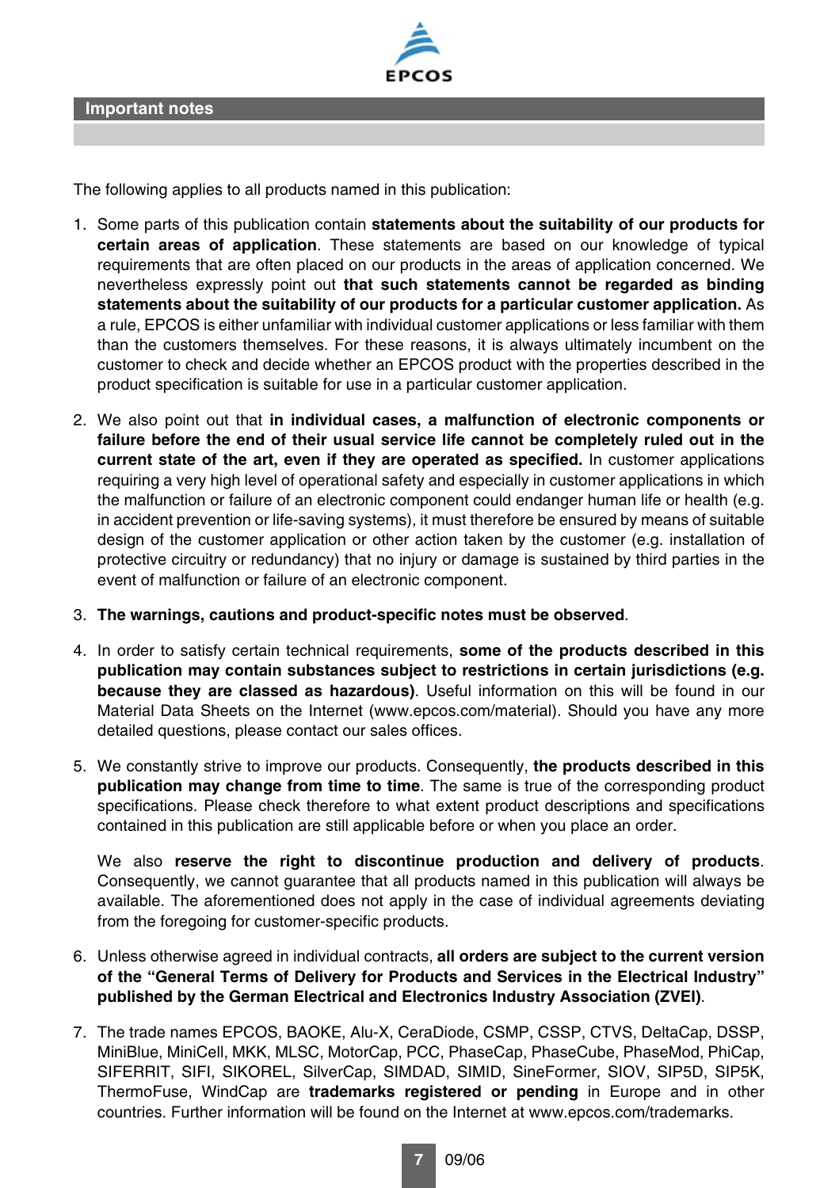## Important notes

The following applies to all products named in this publication:

1. Some parts of this publication contain **statements about the suitability of our products for certain areas of application**. These statements are based on our knowledge of typical requirements that are often placed on our products in the areas of application concerned. We nevertheless expressly point out **that such statements cannot be regarded as binding statements about the suitability of our products for a particular customer application.** As a rule, EPCOS is either unfamiliar with individual customer applications or less familiar with them than the customers themselves. For these reasons, it is always ultimately incumbent on the customer to check and decide whether an EPCOS product with the properties described in the product specification is suitable for use in a particular customer application.

2. We also point out that **in individual cases, a malfunction of electronic components or failure before the end of their usual service life cannot be completely ruled out in the current state of the art, even if they are operated as specified.** In customer applications requiring a very high level of operational safety and especially in customer applications in which the malfunction or failure of an electronic component could endanger human life or health (e.g. in accident prevention or life-saving systems), it must therefore be ensured by means of suitable design of the customer application or other action taken by the customer (e.g. installation of protective circuitry or redundancy) that no injury or damage is sustained by third parties in the event of malfunction or failure of an electronic component.

3. **The warnings, cautions and product-specific notes must be observed**.

4. In order to satisfy certain technical requirements, **some of the products described in this publication may contain substances subject to restrictions in certain jurisdictions (e.g. because they are classed as hazardous)**. Useful information on this will be found in our Material Data Sheets on the Internet (www.epcos.com/material). Should you have any more detailed questions, please contact our sales offices.

5. We constantly strive to improve our products. Consequently, **the products described in this publication may change from time to time**. The same is true of the corresponding product specifications. Please check therefore to what extent product descriptions and specifications contained in this publication are still applicable before or when you place an order.

   We also **reserve the right to discontinue production and delivery of products**. Consequently, we cannot guarantee that all products named in this publication will always be available. The aforementioned does not apply in the case of individual agreements deviating from the foregoing for customer-specific products.

6. Unless otherwise agreed in individual contracts, **all orders are subject to the current version of the "General Terms of Delivery for Products and Services in the Electrical Industry" published by the German Electrical and Electronics Industry Association (ZVEI)**.

7. The trade names EPCOS, BAOKE, Alu-X, CeraDiode, CSMP, CSSP, CTVS, DeltaCap, DSSP, MiniBlue, MiniCell, MKK, MLSC, MotorCap, PCC, PhaseCap, PhaseCube, PhaseMod, PhiCap, SIFERRIT, SIFI, SIKOREL, SilverCap, SIMDAD, SIMID, SineFormer, SIOV, SIP5D, SIP5K, ThermoFuse, WindCap are **trademarks registered or pending** in Europe and in other countries. Further information will be found on the Internet at www.epcos.com/trademarks.

09/06